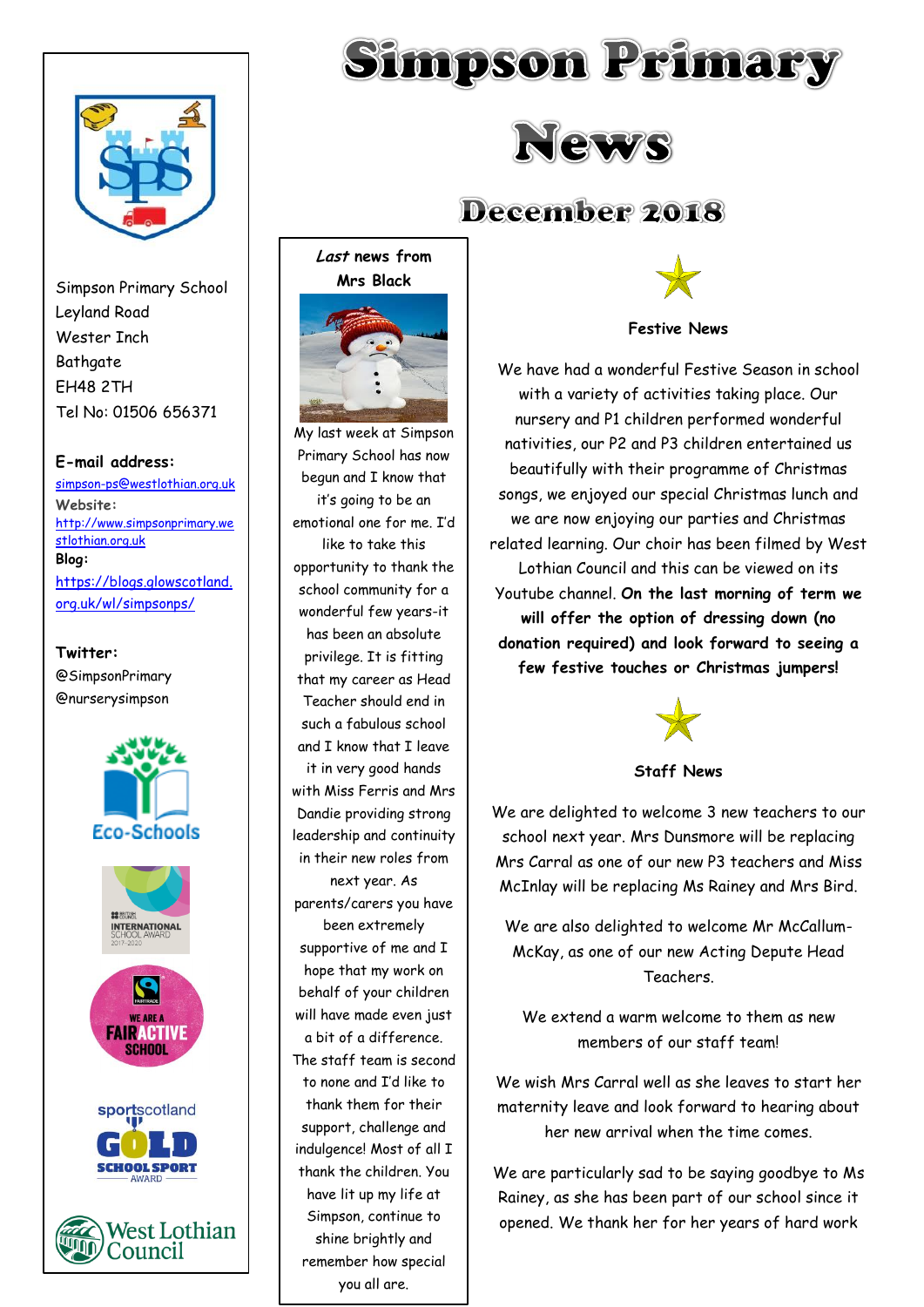# Simpson Primary News

## December 2018

Simpson Primary School
Leyland Road
Wester Inch
Bathgate
EH48 2TH
Tel No: 01506 656371

**E-mail address:**
simpson-ps@westlothian.org.uk

**Website:**
http://www.simpsonprimary.westlothian.org.uk

**Blog:**
https://blogs.glowscotland.org.uk/wl/simpsonps/

**Twitter:**
@SimpsonPrimary
@nurserysimpson

### *Last* news from Mrs Black

My last week at Simpson Primary School has now begun and I know that it's going to be an emotional one for me. I'd like to take this opportunity to thank the school community for a wonderful few years-it has been an absolute privilege. It is fitting that my career as Head Teacher should end in such a fabulous school and I know that I leave it in very good hands with Miss Ferris and Mrs Dandie providing strong leadership and continuity in their new roles from next year. As parents/carers you have been extremely supportive of me and I hope that my work on behalf of your children will have made even just a bit of a difference. The staff team is second to none and I'd like to thank them for their support, challenge and indulgence! Most of all I thank the children. You have lit up my life at Simpson, continue to shine brightly and remember how special you all are.

### Festive News

We have had a wonderful Festive Season in school with a variety of activities taking place. Our nursery and P1 children performed wonderful nativities, our P2 and P3 children entertained us beautifully with their programme of Christmas songs, we enjoyed our special Christmas lunch and we are now enjoying our parties and Christmas related learning. Our choir has been filmed by West Lothian Council and this can be viewed on its Youtube channel. **On the last morning of term we will offer the option of dressing down (no donation required) and look forward to seeing a few festive touches or Christmas jumpers!**

### Staff News

We are delighted to welcome 3 new teachers to our school next year. Mrs Dunsmore will be replacing Mrs Carral as one of our new P3 teachers and Miss McInlay will be replacing Ms Rainey and Mrs Bird.

We are also delighted to welcome Mr McCallum-McKay, as one of our new Acting Depute Head Teachers.

We extend a warm welcome to them as new members of our staff team!

We wish Mrs Carral well as she leaves to start her maternity leave and look forward to hearing about her new arrival when the time comes.

We are particularly sad to be saying goodbye to Ms Rainey, as she has been part of our school since it opened. We thank her for her years of hard work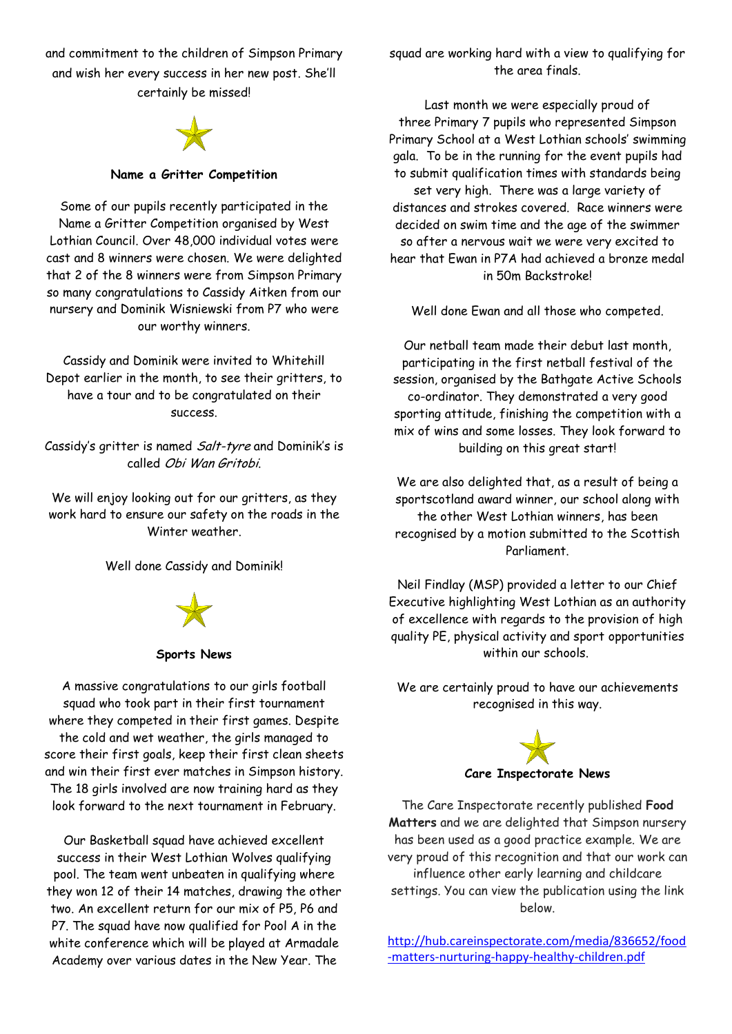and commitment to the children of Simpson Primary and wish her every success in her new post. She'll certainly be missed!

### Name a Gritter Competition

Some of our pupils recently participated in the Name a Gritter Competition organised by West Lothian Council. Over 48,000 individual votes were cast and 8 winners were chosen. We were delighted that 2 of the 8 winners were from Simpson Primary so many congratulations to Cassidy Aitken from our nursery and Dominik Wisniewski from P7 who were our worthy winners.

Cassidy and Dominik were invited to Whitehill Depot earlier in the month, to see their gritters, to have a tour and to be congratulated on their success.

Cassidy's gritter is named *Salt-tyre* and Dominik's is called *Obi Wan Gritobi.*

We will enjoy looking out for our gritters, as they work hard to ensure our safety on the roads in the Winter weather.

Well done Cassidy and Dominik!

### Sports News

A massive congratulations to our girls football squad who took part in their first tournament where they competed in their first games. Despite the cold and wet weather, the girls managed to score their first goals, keep their first clean sheets and win their first ever matches in Simpson history. The 18 girls involved are now training hard as they look forward to the next tournament in February.

Our Basketball squad have achieved excellent success in their West Lothian Wolves qualifying pool. The team went unbeaten in qualifying where they won 12 of their 14 matches, drawing the other two. An excellent return for our mix of P5, P6 and P7. The squad have now qualified for Pool A in the white conference which will be played at Armadale Academy over various dates in the New Year. The squad are working hard with a view to qualifying for the area finals.

Last month we were especially proud of three Primary 7 pupils who represented Simpson Primary School at a West Lothian schools' swimming gala. To be in the running for the event pupils had to submit qualification times with standards being set very high. There was a large variety of distances and strokes covered. Race winners were decided on swim time and the age of the swimmer so after a nervous wait we were very excited to hear that Ewan in P7A had achieved a bronze medal in 50m Backstroke!

Well done Ewan and all those who competed.

Our netball team made their debut last month, participating in the first netball festival of the session, organised by the Bathgate Active Schools co-ordinator. They demonstrated a very good sporting attitude, finishing the competition with a mix of wins and some losses. They look forward to building on this great start!

We are also delighted that, as a result of being a sportscotland award winner, our school along with the other West Lothian winners, has been recognised by a motion submitted to the Scottish Parliament.

Neil Findlay (MSP) provided a letter to our Chief Executive highlighting West Lothian as an authority of excellence with regards to the provision of high quality PE, physical activity and sport opportunities within our schools.

We are certainly proud to have our achievements recognised in this way.

### Care Inspectorate News

The Care Inspectorate recently published **Food Matters** and we are delighted that Simpson nursery has been used as a good practice example. We are very proud of this recognition and that our work can influence other early learning and childcare settings. You can view the publication using the link below.

http://hub.careinspectorate.com/media/836652/food-matters-nurturing-happy-healthy-children.pdf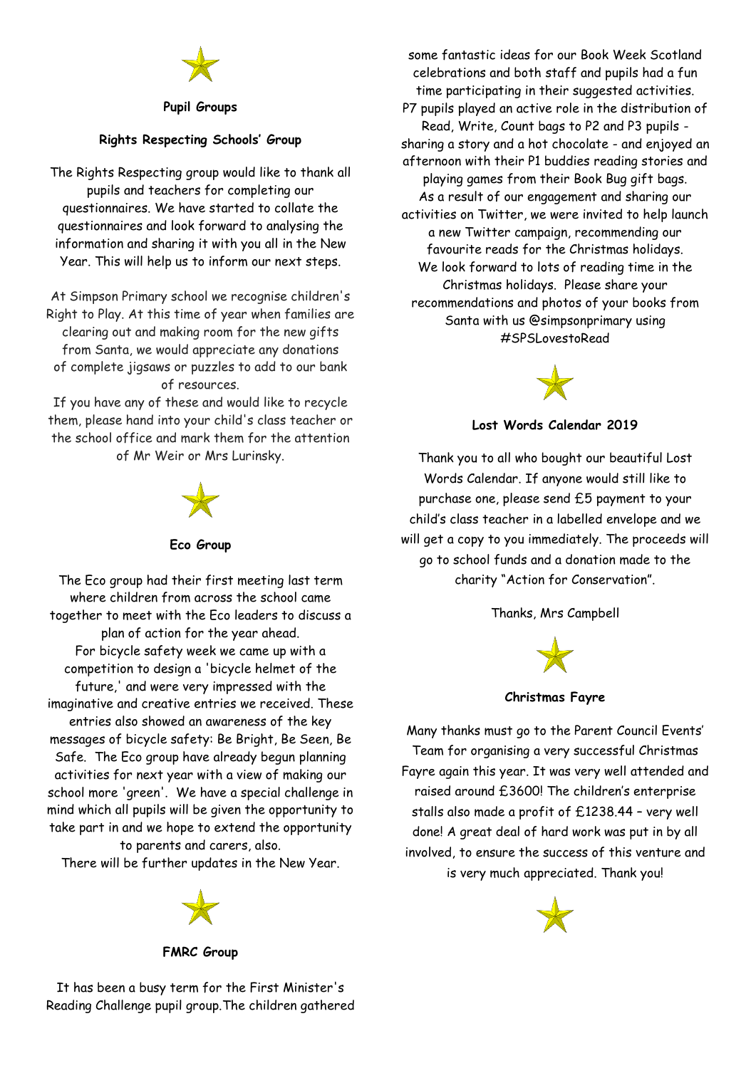## Pupil Groups

### Rights Respecting Schools' Group

The Rights Respecting group would like to thank all pupils and teachers for completing our questionnaires. We have started to collate the questionnaires and look forward to analysing the information and sharing it with you all in the New Year. This will help us to inform our next steps.

At Simpson Primary school we recognise children's Right to Play. At this time of year when families are clearing out and making room for the new gifts from Santa, we would appreciate any donations of complete jigsaws or puzzles to add to our bank of resources.

If you have any of these and would like to recycle them, please hand into your child's class teacher or the school office and mark them for the attention of Mr Weir or Mrs Lurinsky.

### Eco Group

The Eco group had their first meeting last term where children from across the school came together to meet with the Eco leaders to discuss a plan of action for the year ahead.

For bicycle safety week we came up with a competition to design a 'bicycle helmet of the future,' and were very impressed with the imaginative and creative entries we received. These entries also showed an awareness of the key messages of bicycle safety: Be Bright, Be Seen, Be Safe. The Eco group have already begun planning activities for next year with a view of making our school more 'green'. We have a special challenge in mind which all pupils will be given the opportunity to take part in and we hope to extend the opportunity to parents and carers, also.

There will be further updates in the New Year.

### FMRC Group

It has been a busy term for the First Minister's Reading Challenge pupil group.The children gathered some fantastic ideas for our Book Week Scotland celebrations and both staff and pupils had a fun time participating in their suggested activities.

P7 pupils played an active role in the distribution of Read, Write, Count bags to P2 and P3 pupils - sharing a story and a hot chocolate - and enjoyed an afternoon with their P1 buddies reading stories and playing games from their Book Bug gift bags.

As a result of our engagement and sharing our activities on Twitter, we were invited to help launch a new Twitter campaign, recommending our favourite reads for the Christmas holidays.

We look forward to lots of reading time in the Christmas holidays. Please share your recommendations and photos of your books from Santa with us @simpsonprimary using #SPSLovestoRead

### Lost Words Calendar 2019

Thank you to all who bought our beautiful Lost Words Calendar. If anyone would still like to purchase one, please send £5 payment to your child's class teacher in a labelled envelope and we will get a copy to you immediately. The proceeds will go to school funds and a donation made to the charity "Action for Conservation".

Thanks, Mrs Campbell

### Christmas Fayre

Many thanks must go to the Parent Council Events' Team for organising a very successful Christmas Fayre again this year. It was very well attended and raised around £3600! The children's enterprise stalls also made a profit of £1238.44 – very well done! A great deal of hard work was put in by all involved, to ensure the success of this venture and is very much appreciated. Thank you!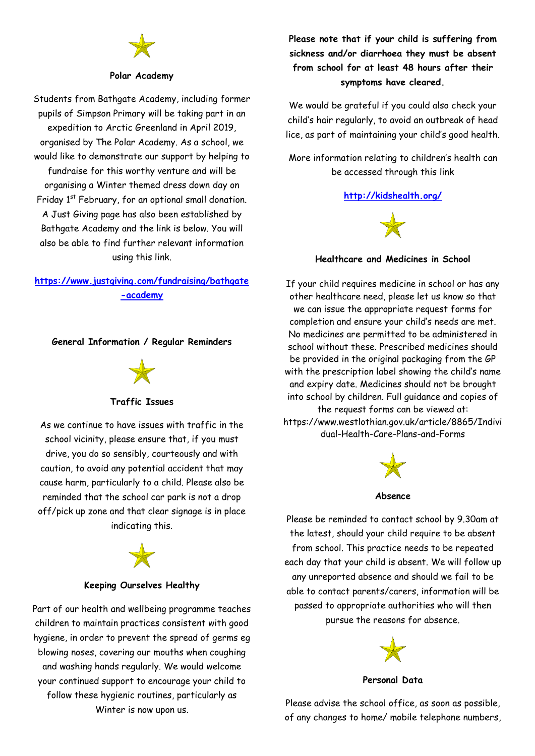### Polar Academy

Students from Bathgate Academy, including former pupils of Simpson Primary will be taking part in an expedition to Arctic Greenland in April 2019, organised by The Polar Academy. As a school, we would like to demonstrate our support by helping to fundraise for this worthy venture and will be organising a Winter themed dress down day on Friday 1st February, for an optional small donation. A Just Giving page has also been established by Bathgate Academy and the link is below. You will also be able to find further relevant information using this link.

**https://www.justgiving.com/fundraising/bathgate-academy**

### General Information / Regular Reminders

### Traffic Issues

As we continue to have issues with traffic in the school vicinity, please ensure that, if you must drive, you do so sensibly, courteously and with caution, to avoid any potential accident that may cause harm, particularly to a child. Please also be reminded that the school car park is not a drop off/pick up zone and that clear signage is in place indicating this.

### Keeping Ourselves Healthy

Part of our health and wellbeing programme teaches children to maintain practices consistent with good hygiene, in order to prevent the spread of germs eg blowing noses, covering our mouths when coughing and washing hands regularly. We would welcome your continued support to encourage your child to follow these hygienic routines, particularly as Winter is now upon us.

**Please note that if your child is suffering from sickness and/or diarrhoea they must be absent from school for at least 48 hours after their symptoms have cleared.**

We would be grateful if you could also check your child's hair regularly, to avoid an outbreak of head lice, as part of maintaining your child's good health.

More information relating to children's health can be accessed through this link

**http://kidshealth.org/**

### Healthcare and Medicines in School

If your child requires medicine in school or has any other healthcare need, please let us know so that we can issue the appropriate request forms for completion and ensure your child's needs are met. No medicines are permitted to be administered in school without these. Prescribed medicines should be provided in the original packaging from the GP with the prescription label showing the child's name and expiry date. Medicines should not be brought into school by children. Full guidance and copies of the request forms can be viewed at: https://www.westlothian.gov.uk/article/8865/Individual-Health-Care-Plans-and-Forms

### Absence

Please be reminded to contact school by 9.30am at the latest, should your child require to be absent from school. This practice needs to be repeated each day that your child is absent. We will follow up any unreported absence and should we fail to be able to contact parents/carers, information will be passed to appropriate authorities who will then pursue the reasons for absence.

### Personal Data

Please advise the school office, as soon as possible, of any changes to home/ mobile telephone numbers,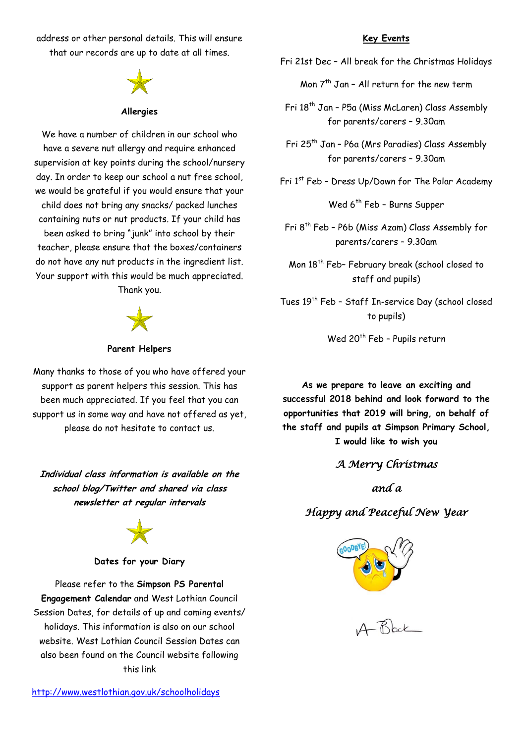address or other personal details. This will ensure that our records are up to date at all times.

### Allergies

We have a number of children in our school who have a severe nut allergy and require enhanced supervision at key points during the school/nursery day. In order to keep our school a nut free school, we would be grateful if you would ensure that your child does not bring any snacks/ packed lunches containing nuts or nut products. If your child has been asked to bring "junk" into school by their teacher, please ensure that the boxes/containers do not have any nut products in the ingredient list. Your support with this would be much appreciated. Thank you.

### Parent Helpers

Many thanks to those of you who have offered your support as parent helpers this session. This has been much appreciated. If you feel that you can support us in some way and have not offered as yet, please do not hesitate to contact us.

***Individual class information is available on the school blog/Twitter and shared via class newsletter at regular intervals***

### Dates for your Diary

Please refer to the **Simpson PS Parental Engagement Calendar** and West Lothian Council Session Dates, for details of up and coming events/ holidays. This information is also on our school website. West Lothian Council Session Dates can also been found on the Council website following this link

http://www.westlothian.gov.uk/schoolholidays

### Key Events

Fri 21st Dec – All break for the Christmas Holidays

Mon 7th Jan – All return for the new term

Fri 18th Jan – P5a (Miss McLaren) Class Assembly for parents/carers – 9.30am

Fri 25th Jan – P6a (Mrs Paradies) Class Assembly for parents/carers – 9.30am

Fri 1st Feb – Dress Up/Down for The Polar Academy

Wed 6th Feb – Burns Supper

Fri 8th Feb – P6b (Miss Azam) Class Assembly for parents/carers – 9.30am

Mon 18th Feb– February break (school closed to staff and pupils)

Tues 19th Feb – Staff In-service Day (school closed to pupils)

Wed 20th Feb – Pupils return

**As we prepare to leave an exciting and successful 2018 behind and look forward to the opportunities that 2019 will bring, on behalf of the staff and pupils at Simpson Primary School, I would like to wish you**

*A Merry Christmas*

*and a*

*Happy and Peaceful New Year*

A Black